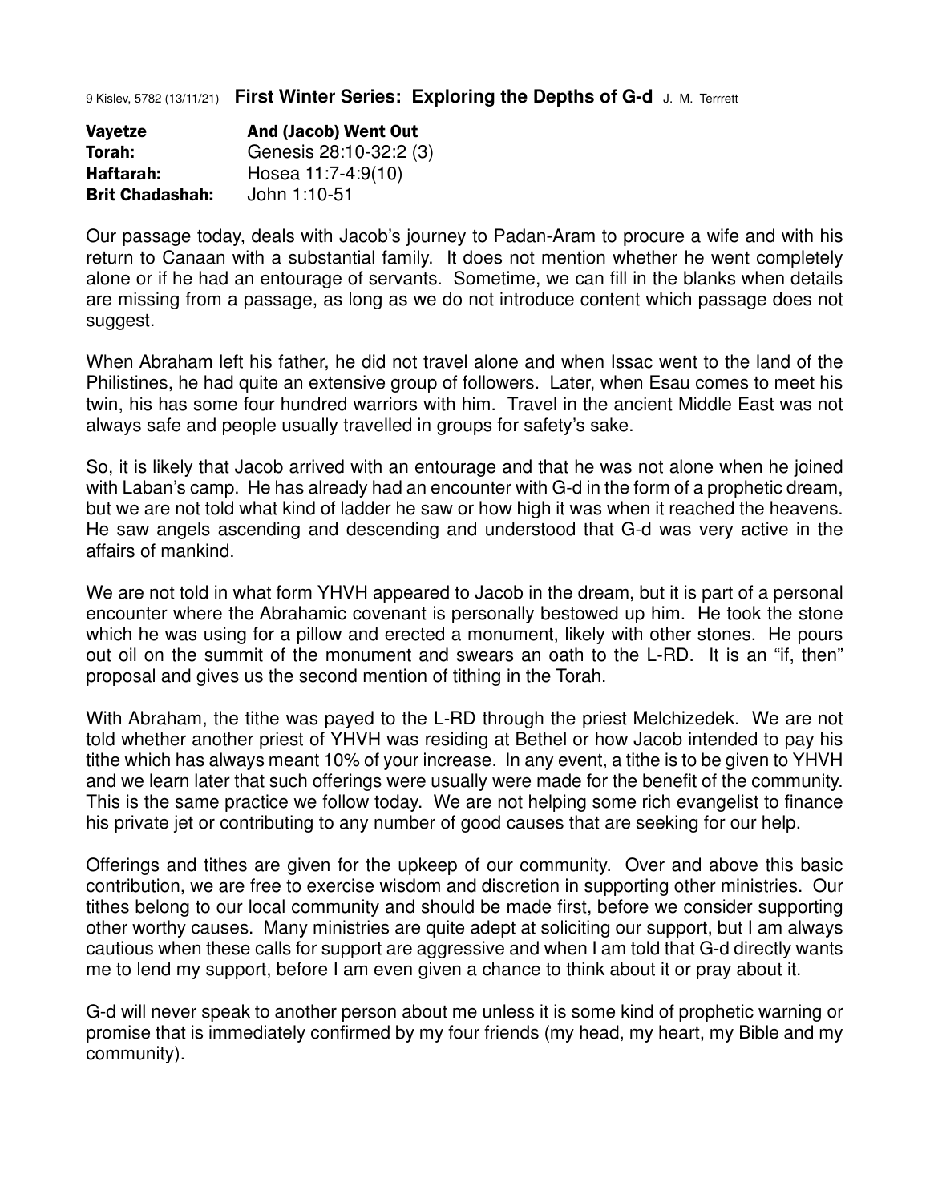9 Kislev, 5782 (13/11/21) **First Winter Series: Exploring the Depths of G-d** J. M. Terrrett

| | |
|---|---|
| **Vayetze** | **And (Jacob) Went Out** |
| **Torah:** | Genesis 28:10-32:2 (3) |
| **Haftarah:** | Hosea 11:7-4:9(10) |
| **Brit Chadashah:** | John 1:10-51 |

Our passage today, deals with Jacob's journey to Padan-Aram to procure a wife and with his return to Canaan with a substantial family. It does not mention whether he went completely alone or if he had an entourage of servants. Sometime, we can fill in the blanks when details are missing from a passage, as long as we do not introduce content which passage does not suggest.

When Abraham left his father, he did not travel alone and when Issac went to the land of the Philistines, he had quite an extensive group of followers. Later, when Esau comes to meet his twin, his has some four hundred warriors with him. Travel in the ancient Middle East was not always safe and people usually travelled in groups for safety's sake.

So, it is likely that Jacob arrived with an entourage and that he was not alone when he joined with Laban's camp. He has already had an encounter with G-d in the form of a prophetic dream, but we are not told what kind of ladder he saw or how high it was when it reached the heavens. He saw angels ascending and descending and understood that G-d was very active in the affairs of mankind.

We are not told in what form YHVH appeared to Jacob in the dream, but it is part of a personal encounter where the Abrahamic covenant is personally bestowed up him. He took the stone which he was using for a pillow and erected a monument, likely with other stones. He pours out oil on the summit of the monument and swears an oath to the L-RD. It is an "if, then" proposal and gives us the second mention of tithing in the Torah.

With Abraham, the tithe was payed to the L-RD through the priest Melchizedek. We are not told whether another priest of YHVH was residing at Bethel or how Jacob intended to pay his tithe which has always meant 10% of your increase. In any event, a tithe is to be given to YHVH and we learn later that such offerings were usually were made for the benefit of the community. This is the same practice we follow today. We are not helping some rich evangelist to finance his private jet or contributing to any number of good causes that are seeking for our help.

Offerings and tithes are given for the upkeep of our community. Over and above this basic contribution, we are free to exercise wisdom and discretion in supporting other ministries. Our tithes belong to our local community and should be made first, before we consider supporting other worthy causes. Many ministries are quite adept at soliciting our support, but I am always cautious when these calls for support are aggressive and when I am told that G-d directly wants me to lend my support, before I am even given a chance to think about it or pray about it.

G-d will never speak to another person about me unless it is some kind of prophetic warning or promise that is immediately confirmed by my four friends (my head, my heart, my Bible and my community).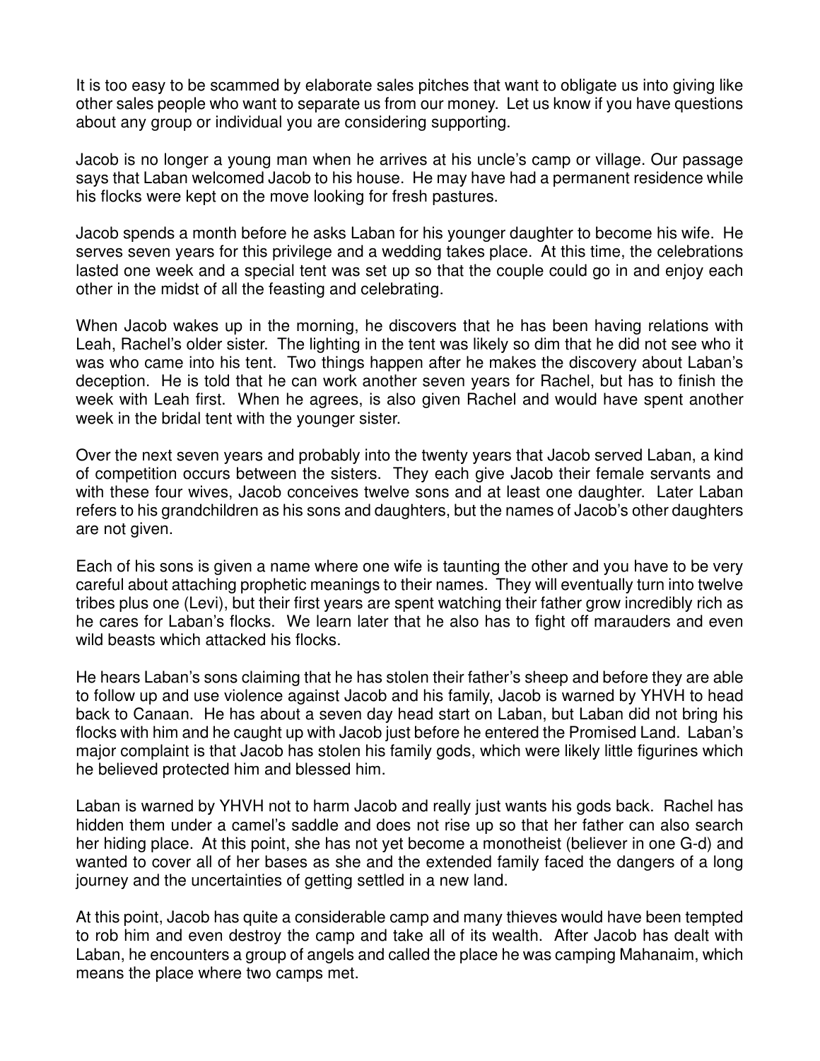It is too easy to be scammed by elaborate sales pitches that want to obligate us into giving like other sales people who want to separate us from our money. Let us know if you have questions about any group or individual you are considering supporting.

Jacob is no longer a young man when he arrives at his uncle's camp or village. Our passage says that Laban welcomed Jacob to his house. He may have had a permanent residence while his flocks were kept on the move looking for fresh pastures.

Jacob spends a month before he asks Laban for his younger daughter to become his wife. He serves seven years for this privilege and a wedding takes place. At this time, the celebrations lasted one week and a special tent was set up so that the couple could go in and enjoy each other in the midst of all the feasting and celebrating.

When Jacob wakes up in the morning, he discovers that he has been having relations with Leah, Rachel's older sister. The lighting in the tent was likely so dim that he did not see who it was who came into his tent. Two things happen after he makes the discovery about Laban's deception. He is told that he can work another seven years for Rachel, but has to finish the week with Leah first. When he agrees, is also given Rachel and would have spent another week in the bridal tent with the younger sister.

Over the next seven years and probably into the twenty years that Jacob served Laban, a kind of competition occurs between the sisters. They each give Jacob their female servants and with these four wives, Jacob conceives twelve sons and at least one daughter. Later Laban refers to his grandchildren as his sons and daughters, but the names of Jacob's other daughters are not given.

Each of his sons is given a name where one wife is taunting the other and you have to be very careful about attaching prophetic meanings to their names. They will eventually turn into twelve tribes plus one (Levi), but their first years are spent watching their father grow incredibly rich as he cares for Laban's flocks. We learn later that he also has to fight off marauders and even wild beasts which attacked his flocks.

He hears Laban's sons claiming that he has stolen their father's sheep and before they are able to follow up and use violence against Jacob and his family, Jacob is warned by YHVH to head back to Canaan. He has about a seven day head start on Laban, but Laban did not bring his flocks with him and he caught up with Jacob just before he entered the Promised Land. Laban's major complaint is that Jacob has stolen his family gods, which were likely little figurines which he believed protected him and blessed him.

Laban is warned by YHVH not to harm Jacob and really just wants his gods back. Rachel has hidden them under a camel's saddle and does not rise up so that her father can also search her hiding place. At this point, she has not yet become a monotheist (believer in one G-d) and wanted to cover all of her bases as she and the extended family faced the dangers of a long journey and the uncertainties of getting settled in a new land.

At this point, Jacob has quite a considerable camp and many thieves would have been tempted to rob him and even destroy the camp and take all of its wealth. After Jacob has dealt with Laban, he encounters a group of angels and called the place he was camping Mahanaim, which means the place where two camps met.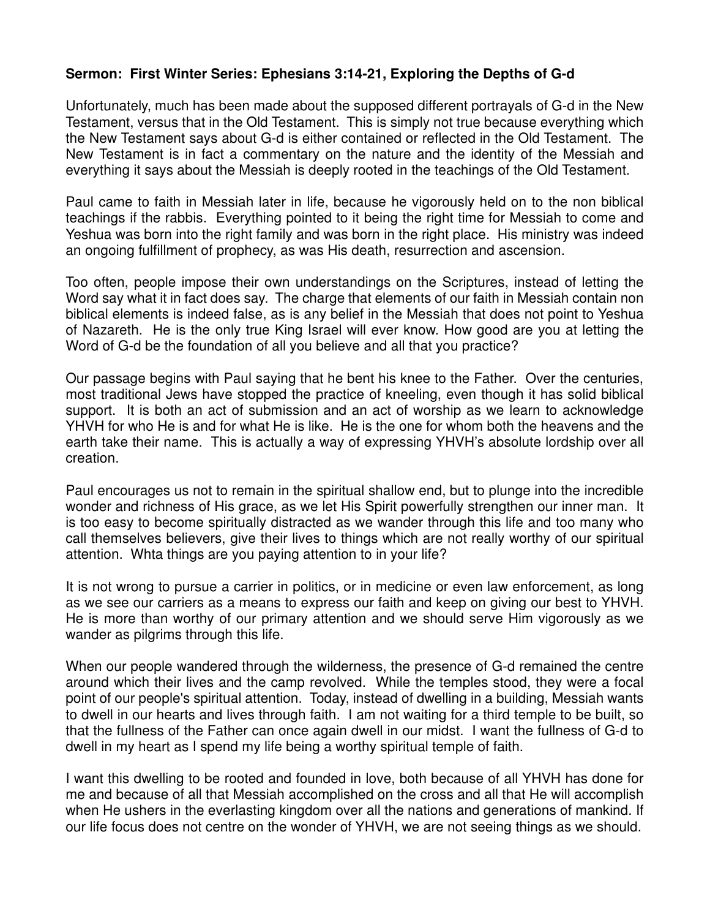**Sermon: First Winter Series: Ephesians 3:14-21, Exploring the Depths of G-d**

Unfortunately, much has been made about the supposed different portrayals of G-d in the New Testament, versus that in the Old Testament. This is simply not true because everything which the New Testament says about G-d is either contained or reflected in the Old Testament. The New Testament is in fact a commentary on the nature and the identity of the Messiah and everything it says about the Messiah is deeply rooted in the teachings of the Old Testament.

Paul came to faith in Messiah later in life, because he vigorously held on to the non biblical teachings if the rabbis. Everything pointed to it being the right time for Messiah to come and Yeshua was born into the right family and was born in the right place. His ministry was indeed an ongoing fulfillment of prophecy, as was His death, resurrection and ascension.

Too often, people impose their own understandings on the Scriptures, instead of letting the Word say what it in fact does say. The charge that elements of our faith in Messiah contain non biblical elements is indeed false, as is any belief in the Messiah that does not point to Yeshua of Nazareth. He is the only true King Israel will ever know. How good are you at letting the Word of G-d be the foundation of all you believe and all that you practice?

Our passage begins with Paul saying that he bent his knee to the Father. Over the centuries, most traditional Jews have stopped the practice of kneeling, even though it has solid biblical support. It is both an act of submission and an act of worship as we learn to acknowledge YHVH for who He is and for what He is like. He is the one for whom both the heavens and the earth take their name. This is actually a way of expressing YHVH's absolute lordship over all creation.

Paul encourages us not to remain in the spiritual shallow end, but to plunge into the incredible wonder and richness of His grace, as we let His Spirit powerfully strengthen our inner man. It is too easy to become spiritually distracted as we wander through this life and too many who call themselves believers, give their lives to things which are not really worthy of our spiritual attention. Whta things are you paying attention to in your life?

It is not wrong to pursue a carrier in politics, or in medicine or even law enforcement, as long as we see our carriers as a means to express our faith and keep on giving our best to YHVH. He is more than worthy of our primary attention and we should serve Him vigorously as we wander as pilgrims through this life.

When our people wandered through the wilderness, the presence of G-d remained the centre around which their lives and the camp revolved. While the temples stood, they were a focal point of our people's spiritual attention. Today, instead of dwelling in a building, Messiah wants to dwell in our hearts and lives through faith. I am not waiting for a third temple to be built, so that the fullness of the Father can once again dwell in our midst. I want the fullness of G-d to dwell in my heart as I spend my life being a worthy spiritual temple of faith.

I want this dwelling to be rooted and founded in love, both because of all YHVH has done for me and because of all that Messiah accomplished on the cross and all that He will accomplish when He ushers in the everlasting kingdom over all the nations and generations of mankind. If our life focus does not centre on the wonder of YHVH, we are not seeing things as we should.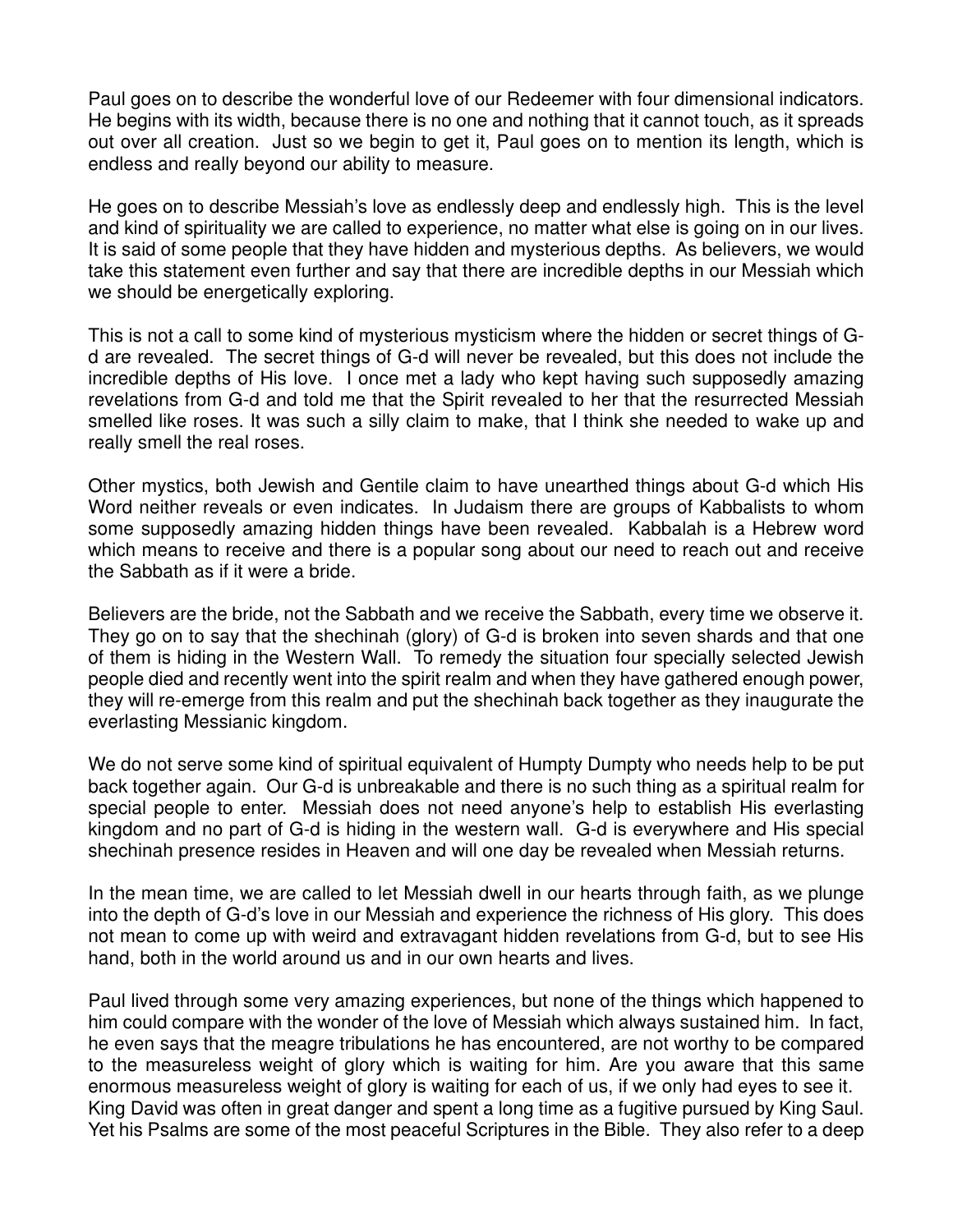Paul goes on to describe the wonderful love of our Redeemer with four dimensional indicators. He begins with its width, because there is no one and nothing that it cannot touch, as it spreads out over all creation. Just so we begin to get it, Paul goes on to mention its length, which is endless and really beyond our ability to measure.

He goes on to describe Messiah's love as endlessly deep and endlessly high. This is the level and kind of spirituality we are called to experience, no matter what else is going on in our lives. It is said of some people that they have hidden and mysterious depths. As believers, we would take this statement even further and say that there are incredible depths in our Messiah which we should be energetically exploring.

This is not a call to some kind of mysterious mysticism where the hidden or secret things of G-d are revealed. The secret things of G-d will never be revealed, but this does not include the incredible depths of His love. I once met a lady who kept having such supposedly amazing revelations from G-d and told me that the Spirit revealed to her that the resurrected Messiah smelled like roses. It was such a silly claim to make, that I think she needed to wake up and really smell the real roses.

Other mystics, both Jewish and Gentile claim to have unearthed things about G-d which His Word neither reveals or even indicates. In Judaism there are groups of Kabbalists to whom some supposedly amazing hidden things have been revealed. Kabbalah is a Hebrew word which means to receive and there is a popular song about our need to reach out and receive the Sabbath as if it were a bride.

Believers are the bride, not the Sabbath and we receive the Sabbath, every time we observe it. They go on to say that the shechinah (glory) of G-d is broken into seven shards and that one of them is hiding in the Western Wall. To remedy the situation four specially selected Jewish people died and recently went into the spirit realm and when they have gathered enough power, they will re-emerge from this realm and put the shechinah back together as they inaugurate the everlasting Messianic kingdom.

We do not serve some kind of spiritual equivalent of Humpty Dumpty who needs help to be put back together again. Our G-d is unbreakable and there is no such thing as a spiritual realm for special people to enter. Messiah does not need anyone's help to establish His everlasting kingdom and no part of G-d is hiding in the western wall. G-d is everywhere and His special shechinah presence resides in Heaven and will one day be revealed when Messiah returns.

In the mean time, we are called to let Messiah dwell in our hearts through faith, as we plunge into the depth of G-d's love in our Messiah and experience the richness of His glory. This does not mean to come up with weird and extravagant hidden revelations from G-d, but to see His hand, both in the world around us and in our own hearts and lives.

Paul lived through some very amazing experiences, but none of the things which happened to him could compare with the wonder of the love of Messiah which always sustained him. In fact, he even says that the meagre tribulations he has encountered, are not worthy to be compared to the measureless weight of glory which is waiting for him. Are you aware that this same enormous measureless weight of glory is waiting for each of us, if we only had eyes to see it. King David was often in great danger and spent a long time as a fugitive pursued by King Saul. Yet his Psalms are some of the most peaceful Scriptures in the Bible. They also refer to a deep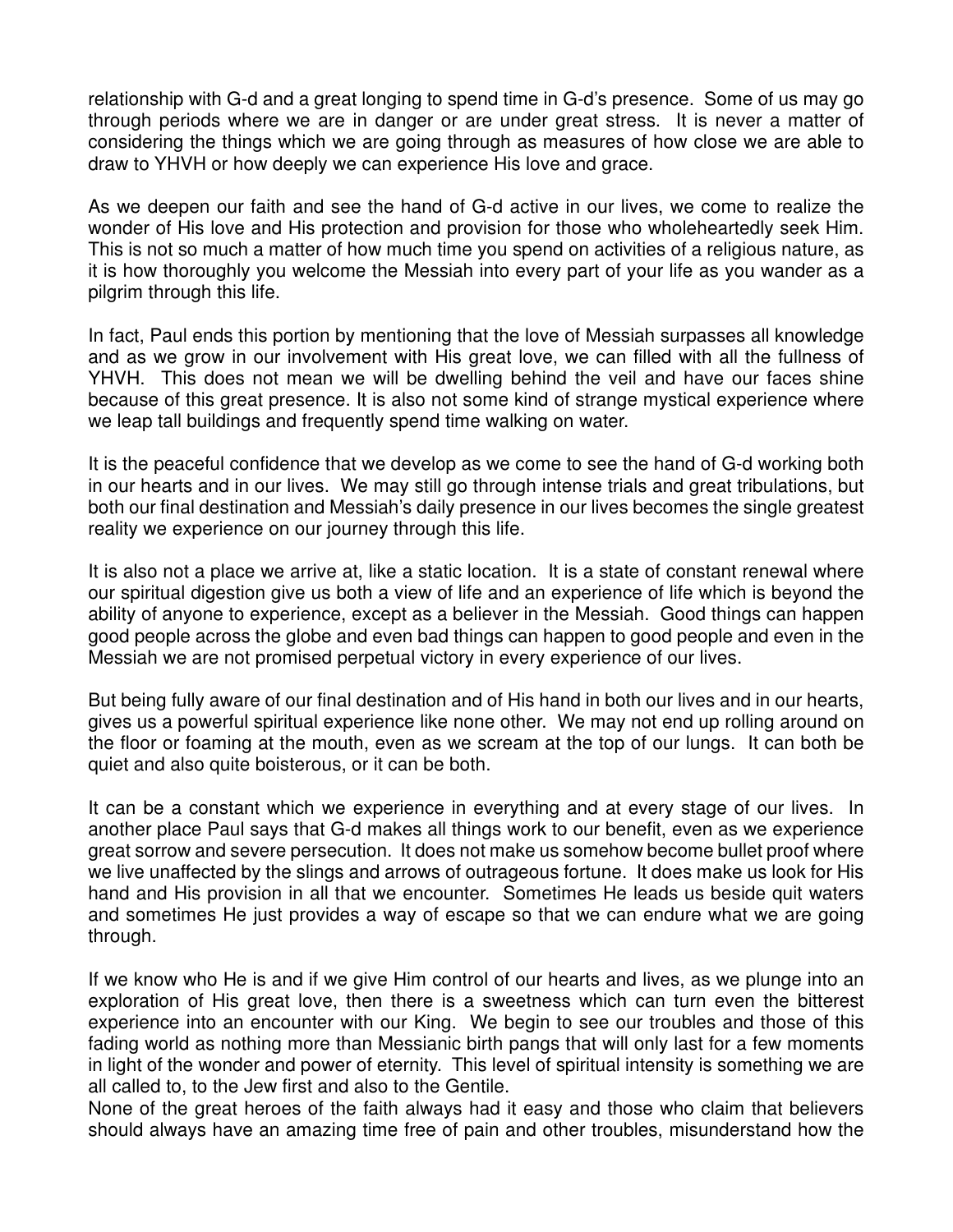relationship with G-d and a great longing to spend time in G-d's presence. Some of us may go through periods where we are in danger or are under great stress. It is never a matter of considering the things which we are going through as measures of how close we are able to draw to YHVH or how deeply we can experience His love and grace.

As we deepen our faith and see the hand of G-d active in our lives, we come to realize the wonder of His love and His protection and provision for those who wholeheartedly seek Him. This is not so much a matter of how much time you spend on activities of a religious nature, as it is how thoroughly you welcome the Messiah into every part of your life as you wander as a pilgrim through this life.

In fact, Paul ends this portion by mentioning that the love of Messiah surpasses all knowledge and as we grow in our involvement with His great love, we can filled with all the fullness of YHVH. This does not mean we will be dwelling behind the veil and have our faces shine because of this great presence. It is also not some kind of strange mystical experience where we leap tall buildings and frequently spend time walking on water.

It is the peaceful confidence that we develop as we come to see the hand of G-d working both in our hearts and in our lives. We may still go through intense trials and great tribulations, but both our final destination and Messiah's daily presence in our lives becomes the single greatest reality we experience on our journey through this life.

It is also not a place we arrive at, like a static location. It is a state of constant renewal where our spiritual digestion give us both a view of life and an experience of life which is beyond the ability of anyone to experience, except as a believer in the Messiah. Good things can happen good people across the globe and even bad things can happen to good people and even in the Messiah we are not promised perpetual victory in every experience of our lives.

But being fully aware of our final destination and of His hand in both our lives and in our hearts, gives us a powerful spiritual experience like none other. We may not end up rolling around on the floor or foaming at the mouth, even as we scream at the top of our lungs. It can both be quiet and also quite boisterous, or it can be both.

It can be a constant which we experience in everything and at every stage of our lives. In another place Paul says that G-d makes all things work to our benefit, even as we experience great sorrow and severe persecution. It does not make us somehow become bullet proof where we live unaffected by the slings and arrows of outrageous fortune. It does make us look for His hand and His provision in all that we encounter. Sometimes He leads us beside quit waters and sometimes He just provides a way of escape so that we can endure what we are going through.

If we know who He is and if we give Him control of our hearts and lives, as we plunge into an exploration of His great love, then there is a sweetness which can turn even the bitterest experience into an encounter with our King. We begin to see our troubles and those of this fading world as nothing more than Messianic birth pangs that will only last for a few moments in light of the wonder and power of eternity. This level of spiritual intensity is something we are all called to, to the Jew first and also to the Gentile.

None of the great heroes of the faith always had it easy and those who claim that believers should always have an amazing time free of pain and other troubles, misunderstand how the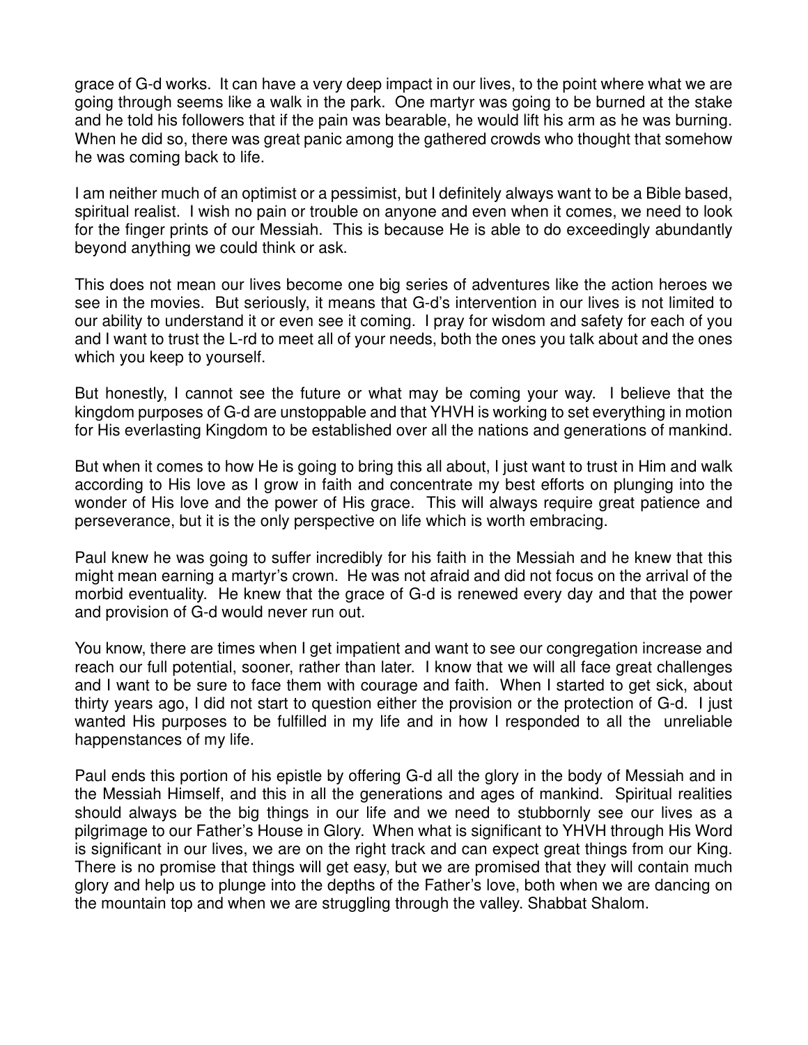grace of G-d works. It can have a very deep impact in our lives, to the point where what we are going through seems like a walk in the park. One martyr was going to be burned at the stake and he told his followers that if the pain was bearable, he would lift his arm as he was burning. When he did so, there was great panic among the gathered crowds who thought that somehow he was coming back to life.

I am neither much of an optimist or a pessimist, but I definitely always want to be a Bible based, spiritual realist. I wish no pain or trouble on anyone and even when it comes, we need to look for the finger prints of our Messiah. This is because He is able to do exceedingly abundantly beyond anything we could think or ask.

This does not mean our lives become one big series of adventures like the action heroes we see in the movies. But seriously, it means that G-d's intervention in our lives is not limited to our ability to understand it or even see it coming. I pray for wisdom and safety for each of you and I want to trust the L-rd to meet all of your needs, both the ones you talk about and the ones which you keep to yourself.

But honestly, I cannot see the future or what may be coming your way. I believe that the kingdom purposes of G-d are unstoppable and that YHVH is working to set everything in motion for His everlasting Kingdom to be established over all the nations and generations of mankind.

But when it comes to how He is going to bring this all about, I just want to trust in Him and walk according to His love as I grow in faith and concentrate my best efforts on plunging into the wonder of His love and the power of His grace. This will always require great patience and perseverance, but it is the only perspective on life which is worth embracing.

Paul knew he was going to suffer incredibly for his faith in the Messiah and he knew that this might mean earning a martyr's crown. He was not afraid and did not focus on the arrival of the morbid eventuality. He knew that the grace of G-d is renewed every day and that the power and provision of G-d would never run out.

You know, there are times when I get impatient and want to see our congregation increase and reach our full potential, sooner, rather than later. I know that we will all face great challenges and I want to be sure to face them with courage and faith. When I started to get sick, about thirty years ago, I did not start to question either the provision or the protection of G-d. I just wanted His purposes to be fulfilled in my life and in how I responded to all the unreliable happenstances of my life.

Paul ends this portion of his epistle by offering G-d all the glory in the body of Messiah and in the Messiah Himself, and this in all the generations and ages of mankind. Spiritual realities should always be the big things in our life and we need to stubbornly see our lives as a pilgrimage to our Father's House in Glory. When what is significant to YHVH through His Word is significant in our lives, we are on the right track and can expect great things from our King. There is no promise that things will get easy, but we are promised that they will contain much glory and help us to plunge into the depths of the Father's love, both when we are dancing on the mountain top and when we are struggling through the valley. Shabbat Shalom.